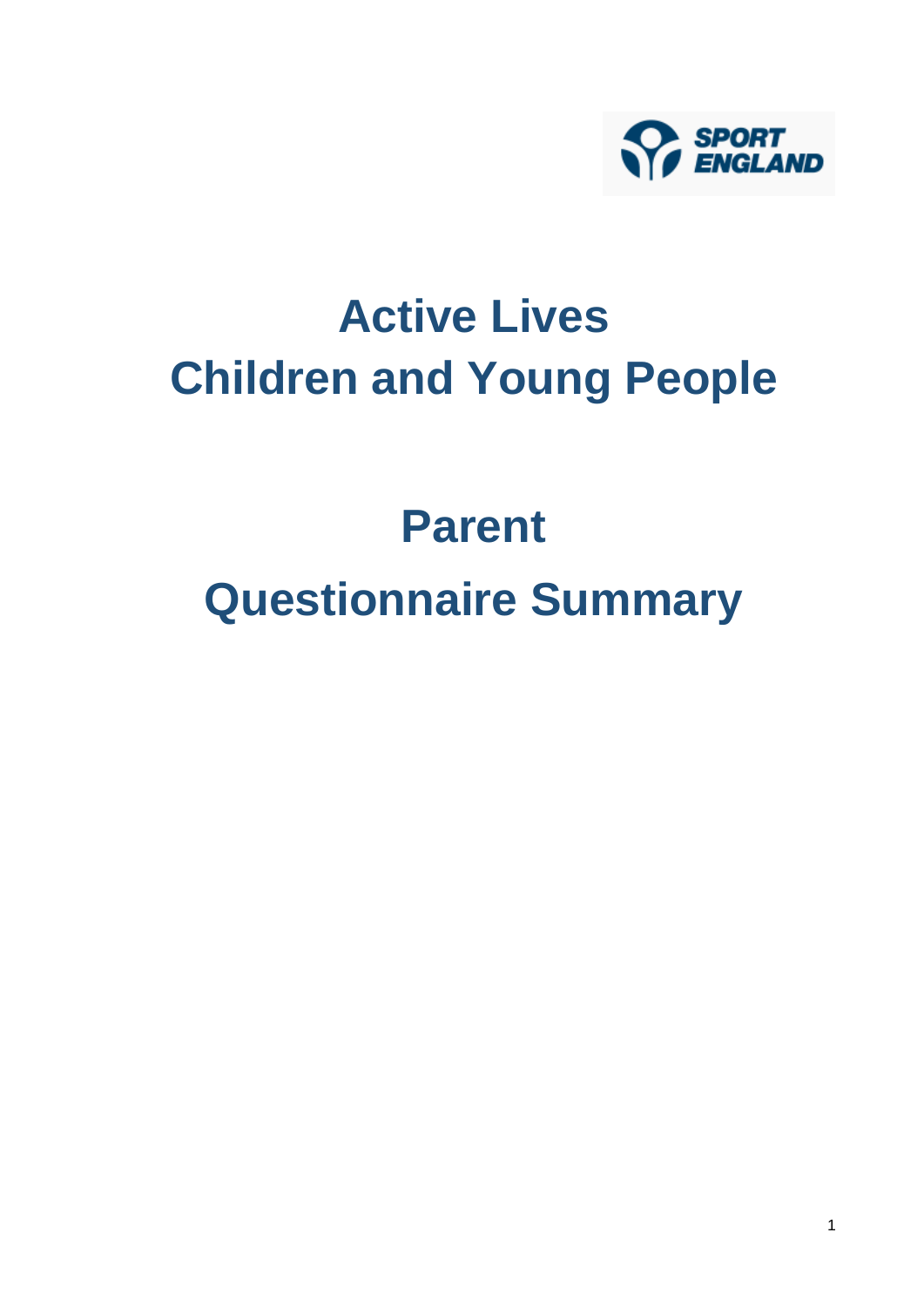SPORT ENGLAND

# Active Lives Children and Young People

# Parent Questionnaire Summary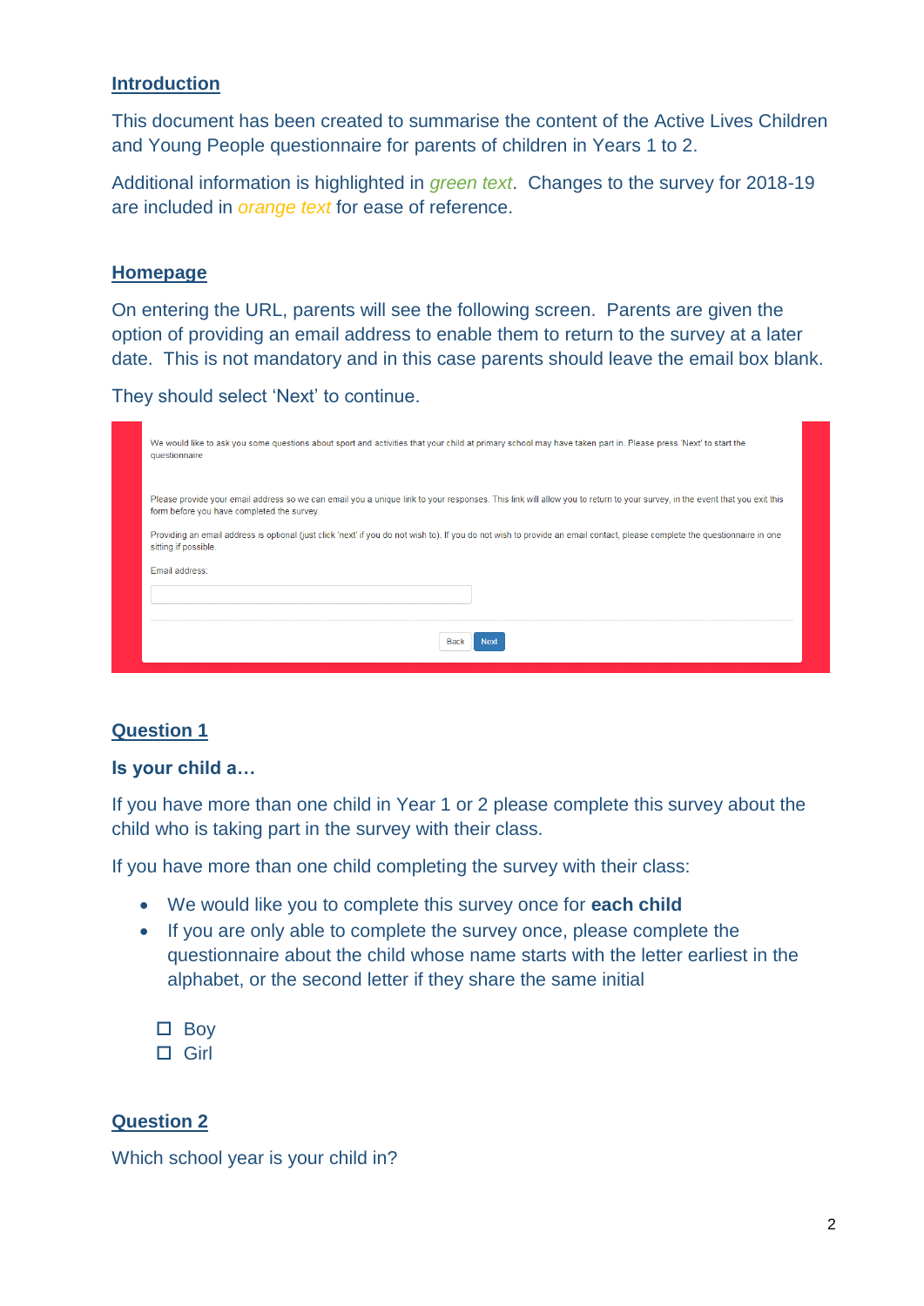## Introduction

This document has been created to summarise the content of the Active Lives Children and Young People questionnaire for parents of children in Years 1 to 2.

Additional information is highlighted in *green text*. Changes to the survey for 2018-19 are included in *orange text* for ease of reference.

## Homepage

On entering the URL, parents will see the following screen. Parents are given the option of providing an email address to enable them to return to the survey at a later date. This is not mandatory and in this case parents should leave the email box blank.

They should select 'Next' to continue.

We would like to ask you some questions about sport and activities that your child at primary school may have taken part in. Please press 'Next' to start the questionnaire

Please provide your email address so we can email you a unique link to your responses. This link will allow you to return to your survey, in the event that you exit this form before you have completed the survey.

Providing an email address is optional (just click 'next' if you do not wish to). If you do not wish to provide an email contact, please complete the questionnaire in one sitting if possible.

Email address:

Back | Next

## Question 1

### Is your child a…

If you have more than one child in Year 1 or 2 please complete this survey about the child who is taking part in the survey with their class.

If you have more than one child completing the survey with their class:

- We would like you to complete this survey once for **each child**
- If you are only able to complete the survey once, please complete the questionnaire about the child whose name starts with the letter earliest in the alphabet, or the second letter if they share the same initial

☐ Boy
☐ Girl

## Question 2

Which school year is your child in?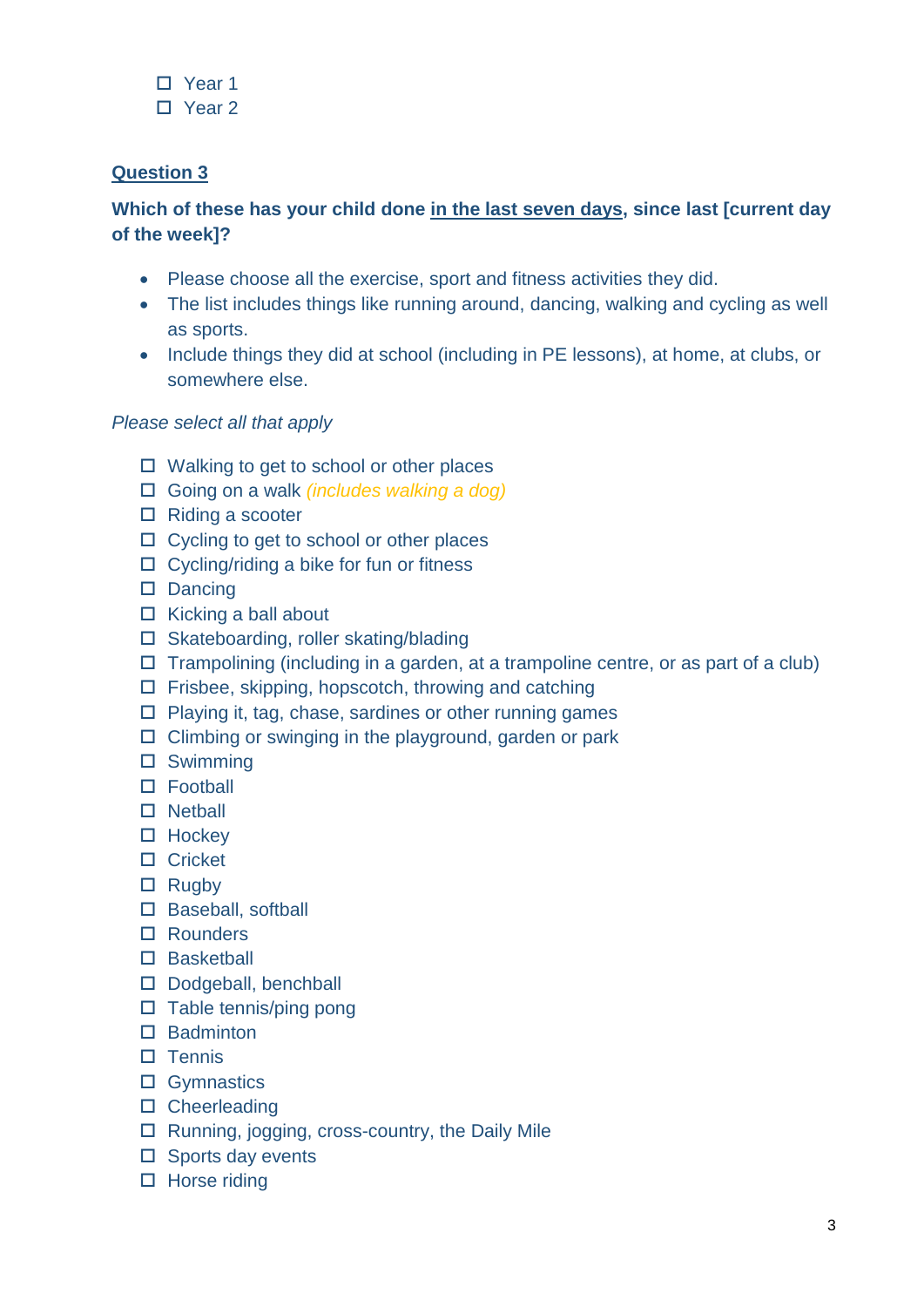- ☐ Year 1
- ☐ Year 2

**Question 3**

**Which of these has your child done in the last seven days, since last [current day of the week]?**

- Please choose all the exercise, sport and fitness activities they did.
- The list includes things like running around, dancing, walking and cycling as well as sports.
- Include things they did at school (including in PE lessons), at home, at clubs, or somewhere else.

*Please select all that apply*

- ☐ Walking to get to school or other places
- ☐ Going on a walk *(includes walking a dog)*
- ☐ Riding a scooter
- ☐ Cycling to get to school or other places
- ☐ Cycling/riding a bike for fun or fitness
- ☐ Dancing
- ☐ Kicking a ball about
- ☐ Skateboarding, roller skating/blading
- ☐ Trampolining (including in a garden, at a trampoline centre, or as part of a club)
- ☐ Frisbee, skipping, hopscotch, throwing and catching
- ☐ Playing it, tag, chase, sardines or other running games
- ☐ Climbing or swinging in the playground, garden or park
- ☐ Swimming
- ☐ Football
- ☐ Netball
- ☐ Hockey
- ☐ Cricket
- ☐ Rugby
- ☐ Baseball, softball
- ☐ Rounders
- ☐ Basketball
- ☐ Dodgeball, benchball
- ☐ Table tennis/ping pong
- ☐ Badminton
- ☐ Tennis
- ☐ Gymnastics
- ☐ Cheerleading
- ☐ Running, jogging, cross-country, the Daily Mile
- ☐ Sports day events
- ☐ Horse riding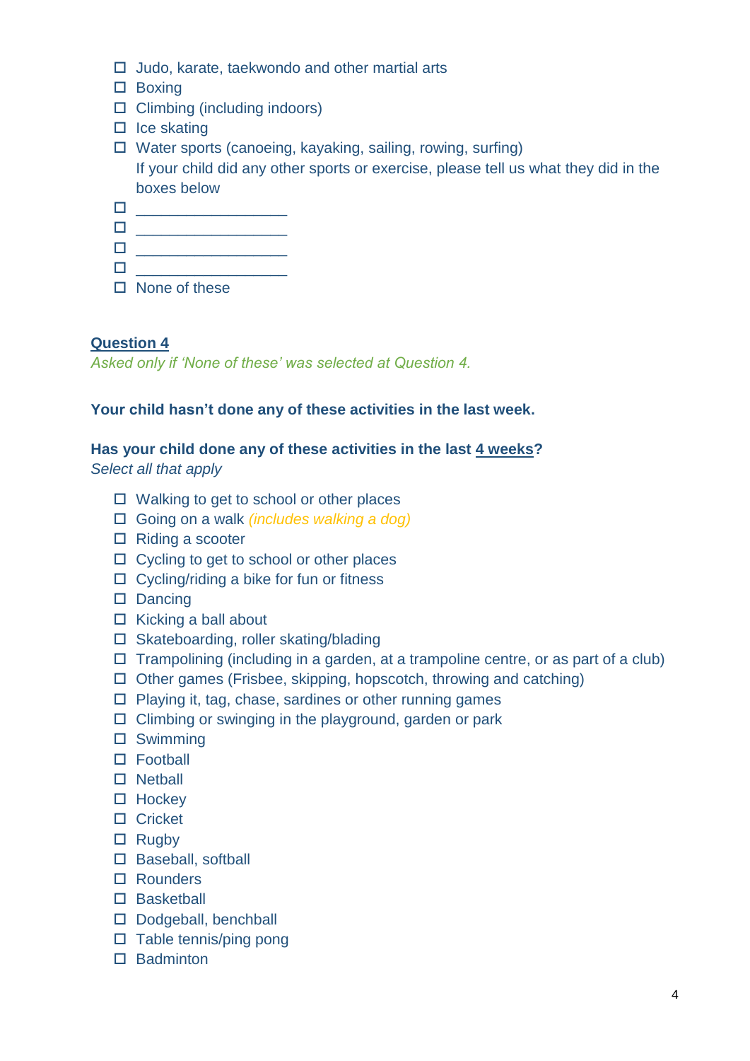- ☐ Judo, karate, taekwondo and other martial arts
- ☐ Boxing
- ☐ Climbing (including indoors)
- ☐ Ice skating
- ☐ Water sports (canoeing, kayaking, sailing, rowing, surfing)

  If your child did any other sports or exercise, please tell us what they did in the boxes below
- ☐ ________________
- ☐ ________________
- ☐ ________________
- ☐ ________________
- ☐ None of these

**Question 4**

*Asked only if 'None of these' was selected at Question 4.*

**Your child hasn't done any of these activities in the last week.**

**Has your child done any of these activities in the last 4 weeks?**

*Select all that apply*

- ☐ Walking to get to school or other places
- ☐ Going on a walk *(includes walking a dog)*
- ☐ Riding a scooter
- ☐ Cycling to get to school or other places
- ☐ Cycling/riding a bike for fun or fitness
- ☐ Dancing
- ☐ Kicking a ball about
- ☐ Skateboarding, roller skating/blading
- ☐ Trampolining (including in a garden, at a trampoline centre, or as part of a club)
- ☐ Other games (Frisbee, skipping, hopscotch, throwing and catching)
- ☐ Playing it, tag, chase, sardines or other running games
- ☐ Climbing or swinging in the playground, garden or park
- ☐ Swimming
- ☐ Football
- ☐ Netball
- ☐ Hockey
- ☐ Cricket
- ☐ Rugby
- ☐ Baseball, softball
- ☐ Rounders
- ☐ Basketball
- ☐ Dodgeball, benchball
- ☐ Table tennis/ping pong
- ☐ Badminton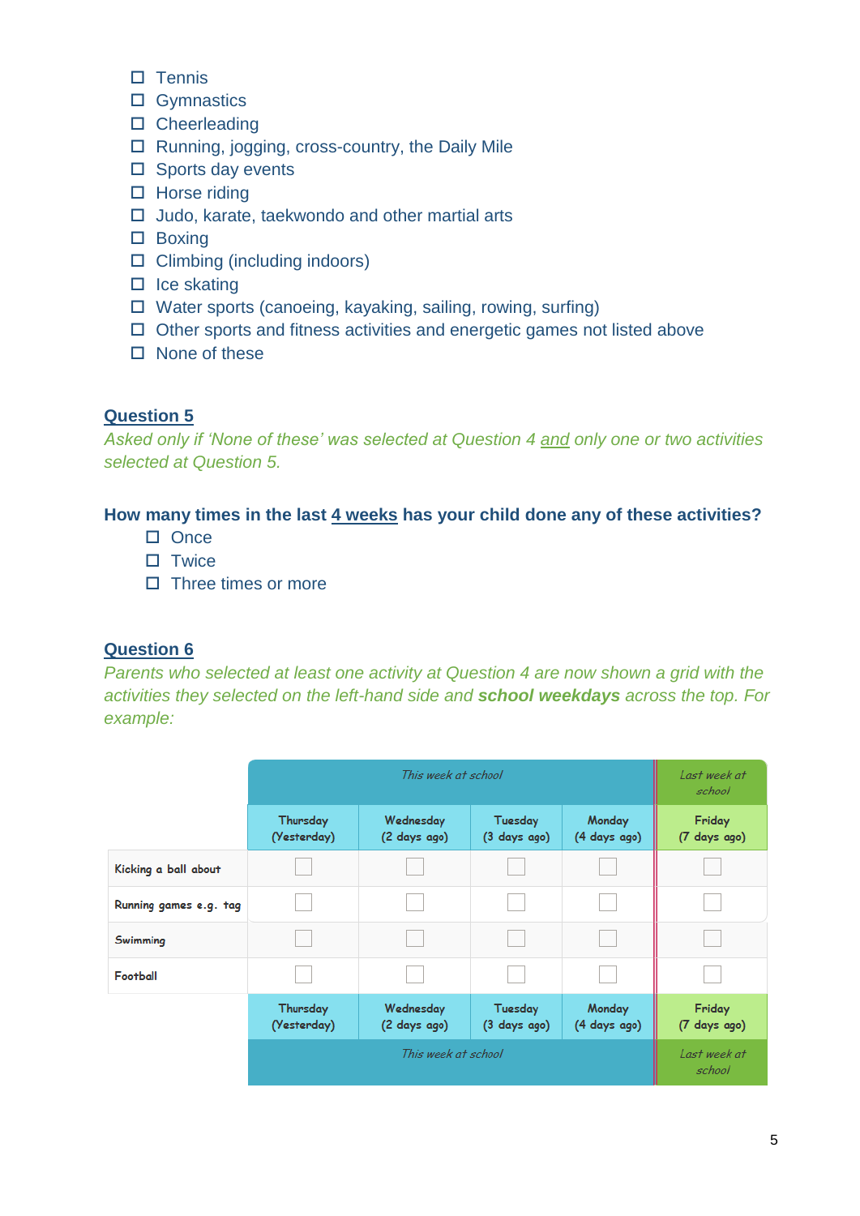- ☐ Tennis
- ☐ Gymnastics
- ☐ Cheerleading
- ☐ Running, jogging, cross-country, the Daily Mile
- ☐ Sports day events
- ☐ Horse riding
- ☐ Judo, karate, taekwondo and other martial arts
- ☐ Boxing
- ☐ Climbing (including indoors)
- ☐ Ice skating
- ☐ Water sports (canoeing, kayaking, sailing, rowing, surfing)
- ☐ Other sports and fitness activities and energetic games not listed above
- ☐ None of these

## Question 5

*Asked only if 'None of these' was selected at Question 4 and only one or two activities selected at Question 5.*

**How many times in the last 4 weeks has your child done any of these activities?**

- ☐ Once
- ☐ Twice
- ☐ Three times or more

## Question 6

*Parents who selected at least one activity at Question 4 are now shown a grid with the activities they selected on the left-hand side and* ***school weekdays*** *across the top. For example:*

| | *This week at school* | | | | *Last week at school* |
|---|---|---|---|---|---|
| | Thursday (Yesterday) | Wednesday (2 days ago) | Tuesday (3 days ago) | Monday (4 days ago) | Friday (7 days ago) |
| Kicking a ball about | ☐ | ☐ | ☐ | ☐ | ☐ |
| Running games e.g. tag | ☐ | ☐ | ☐ | ☐ | ☐ |
| Swimming | ☐ | ☐ | ☐ | ☐ | ☐ |
| Football | ☐ | ☐ | ☐ | ☐ | ☐ |
| | Thursday (Yesterday) | Wednesday (2 days ago) | Tuesday (3 days ago) | Monday (4 days ago) | Friday (7 days ago) |
| | *This week at school* | | | | *Last week at school* |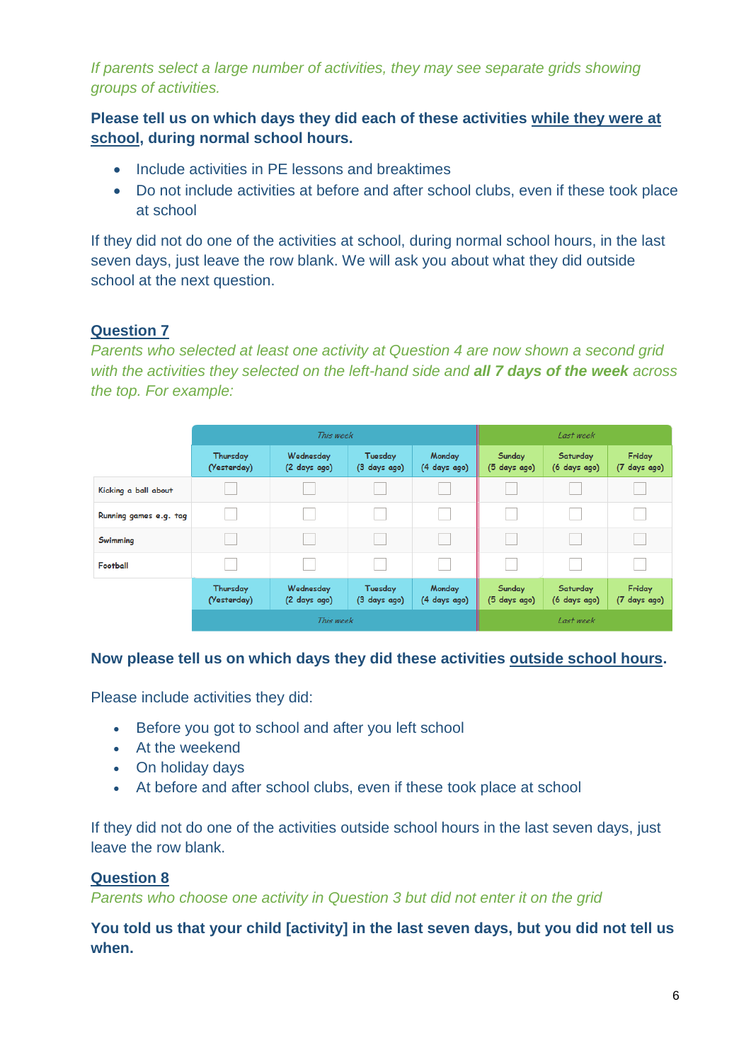*If parents select a large number of activities, they may see separate grids showing groups of activities.*

**Please tell us on which days they did each of these activities <u>while they were at school</u>, during normal school hours.**

- Include activities in PE lessons and breaktimes
- Do not include activities at before and after school clubs, even if these took place at school

If they did not do one of the activities at school, during normal school hours, in the last seven days, just leave the row blank. We will ask you about what they did outside school at the next question.

## Question 7

*Parents who selected at least one activity at Question 4 are now shown a second grid with the activities they selected on the left-hand side and **all 7 days of the week** across the top. For example:*

| | This week | | | | Last week | | |
|---|---|---|---|---|---|---|---|
| | Thursday (Yesterday) | Wednesday (2 days ago) | Tuesday (3 days ago) | Monday (4 days ago) | Sunday (5 days ago) | Saturday (6 days ago) | Friday (7 days ago) |
| Kicking a ball about | ☐ | ☐ | ☐ | ☐ | ☐ | ☐ | ☐ |
| Running games e.g. tag | ☐ | ☐ | ☐ | ☐ | ☐ | ☐ | ☐ |
| Swimming | ☐ | ☐ | ☐ | ☐ | ☐ | ☐ | ☐ |
| Football | ☐ | ☐ | ☐ | ☐ | ☐ | ☐ | ☐ |
| | Thursday (Yesterday) | Wednesday (2 days ago) | Tuesday (3 days ago) | Monday (4 days ago) | Sunday (5 days ago) | Saturday (6 days ago) | Friday (7 days ago) |
| | This week | | | | Last week | | |

**Now please tell us on which days they did these activities <u>outside school hours</u>.**

Please include activities they did:

- Before you got to school and after you left school
- At the weekend
- On holiday days
- At before and after school clubs, even if these took place at school

If they did not do one of the activities outside school hours in the last seven days, just leave the row blank.

## Question 8

*Parents who choose one activity in Question 3 but did not enter it on the grid*

**You told us that your child [activity] in the last seven days, but you did not tell us when.**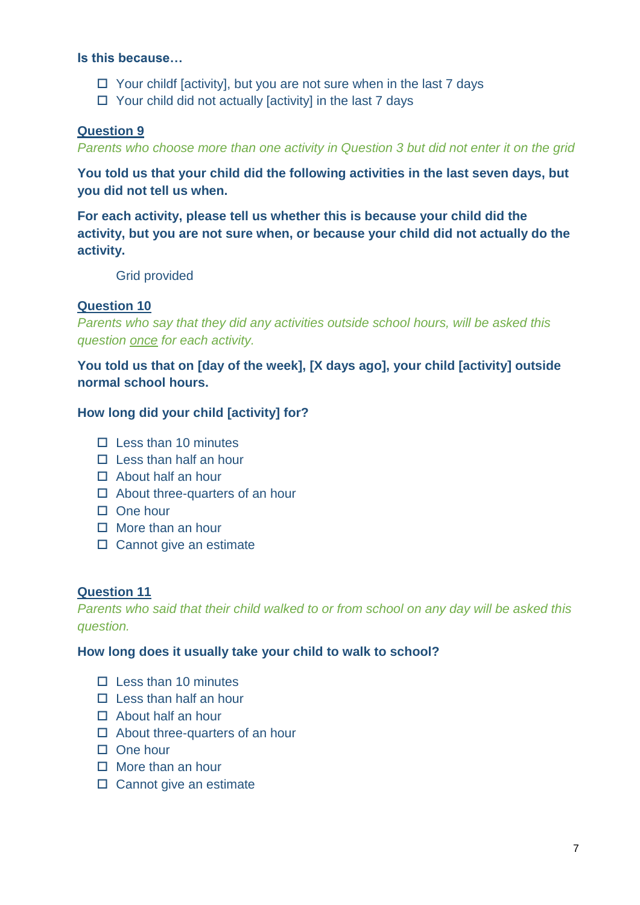**Is this because…**

- ☐ Your childf [activity], but you are not sure when in the last 7 days
- ☐ Your child did not actually [activity] in the last 7 days

## Question 9

*Parents who choose more than one activity in Question 3 but did not enter it on the grid*

**You told us that your child did the following activities in the last seven days, but you did not tell us when.**

**For each activity, please tell us whether this is because your child did the activity, but you are not sure when, or because your child did not actually do the activity.**

Grid provided

## Question 10

*Parents who say that they did any activities outside school hours, will be asked this question once for each activity.*

**You told us that on [day of the week], [X days ago], your child [activity] outside normal school hours.**

**How long did your child [activity] for?**

- ☐ Less than 10 minutes
- ☐ Less than half an hour
- ☐ About half an hour
- ☐ About three-quarters of an hour
- ☐ One hour
- ☐ More than an hour
- ☐ Cannot give an estimate

## Question 11

*Parents who said that their child walked to or from school on any day will be asked this question.*

**How long does it usually take your child to walk to school?**

- ☐ Less than 10 minutes
- ☐ Less than half an hour
- ☐ About half an hour
- ☐ About three-quarters of an hour
- ☐ One hour
- ☐ More than an hour
- ☐ Cannot give an estimate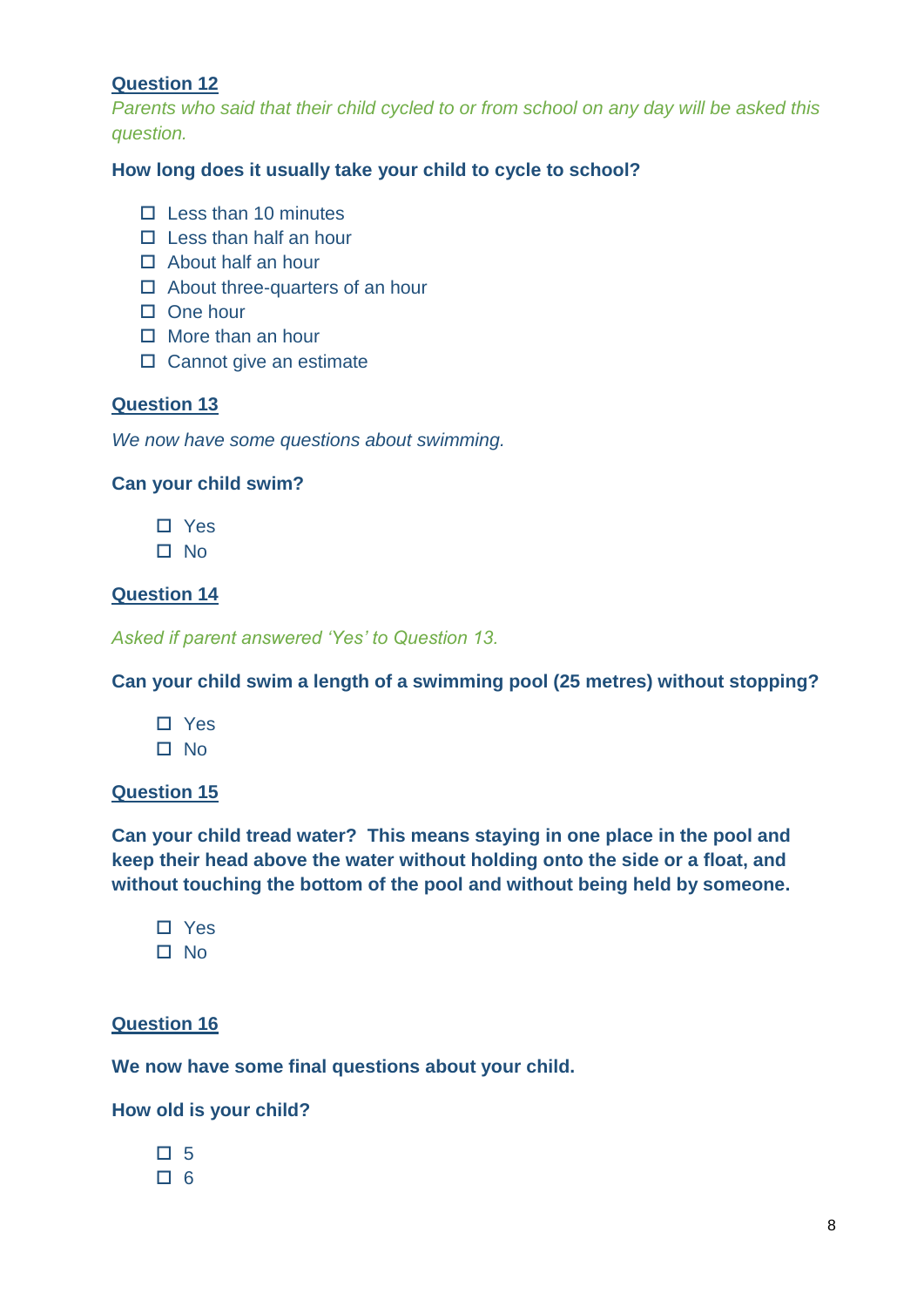**Question 12**

*Parents who said that their child cycled to or from school on any day will be asked this question.*

**How long does it usually take your child to cycle to school?**

- ☐ Less than 10 minutes
- ☐ Less than half an hour
- ☐ About half an hour
- ☐ About three-quarters of an hour
- ☐ One hour
- ☐ More than an hour
- ☐ Cannot give an estimate

**Question 13**

*We now have some questions about swimming.*

**Can your child swim?**

- ☐ Yes
- ☐ No

**Question 14**

*Asked if parent answered 'Yes' to Question 13.*

**Can your child swim a length of a swimming pool (25 metres) without stopping?**

- ☐ Yes
- ☐ No

**Question 15**

**Can your child tread water? This means staying in one place in the pool and keep their head above the water without holding onto the side or a float, and without touching the bottom of the pool and without being held by someone.**

- ☐ Yes
- ☐ No

**Question 16**

**We now have some final questions about your child.**

**How old is your child?**

- ☐ 5
- ☐ 6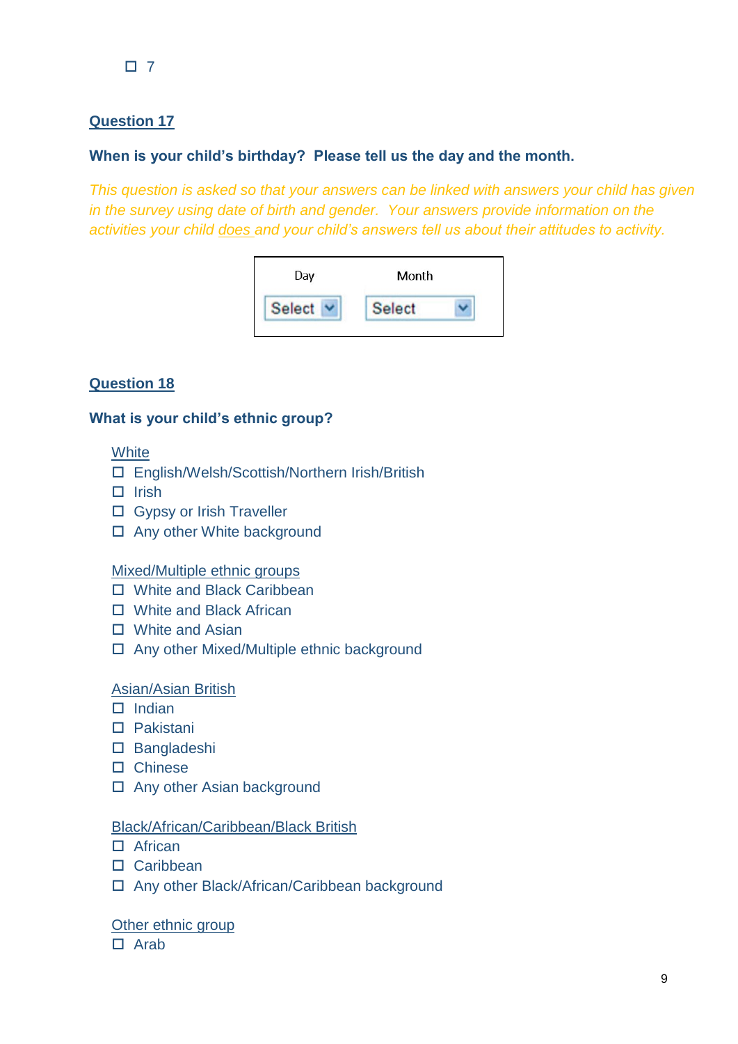☐ 7

## Question 17

**When is your child's birthday? Please tell us the day and the month.**

*This question is asked so that your answers can be linked with answers your child has given in the survey using date of birth and gender. Your answers provide information on the activities your child does and your child's answers tell us about their attitudes to activity.*

| Day | Month |
| --- | --- |
| Select | Select |

## Question 18

**What is your child's ethnic group?**

White
- ☐ English/Welsh/Scottish/Northern Irish/British
- ☐ Irish
- ☐ Gypsy or Irish Traveller
- ☐ Any other White background

Mixed/Multiple ethnic groups
- ☐ White and Black Caribbean
- ☐ White and Black African
- ☐ White and Asian
- ☐ Any other Mixed/Multiple ethnic background

Asian/Asian British
- ☐ Indian
- ☐ Pakistani
- ☐ Bangladeshi
- ☐ Chinese
- ☐ Any other Asian background

Black/African/Caribbean/Black British
- ☐ African
- ☐ Caribbean
- ☐ Any other Black/African/Caribbean background

Other ethnic group
- ☐ Arab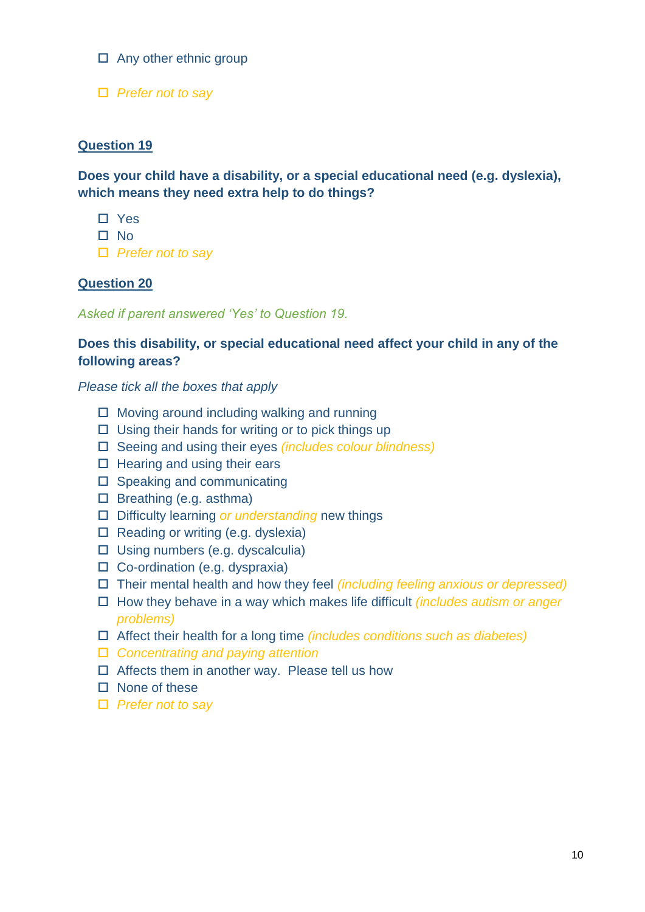- ☐ Any other ethnic group
- ☐ *Prefer not to say*

## Question 19

**Does your child have a disability, or a special educational need (e.g. dyslexia), which means they need extra help to do things?**

- ☐ Yes
- ☐ No
- ☐ *Prefer not to say*

## Question 20

*Asked if parent answered 'Yes' to Question 19.*

**Does this disability, or special educational need affect your child in any of the following areas?**

*Please tick all the boxes that apply*

- ☐ Moving around including walking and running
- ☐ Using their hands for writing or to pick things up
- ☐ Seeing and using their eyes *(includes colour blindness)*
- ☐ Hearing and using their ears
- ☐ Speaking and communicating
- ☐ Breathing (e.g. asthma)
- ☐ Difficulty learning *or understanding* new things
- ☐ Reading or writing (e.g. dyslexia)
- ☐ Using numbers (e.g. dyscalculia)
- ☐ Co-ordination (e.g. dyspraxia)
- ☐ Their mental health and how they feel *(including feeling anxious or depressed)*
- ☐ How they behave in a way which makes life difficult *(includes autism or anger problems)*
- ☐ Affect their health for a long time *(includes conditions such as diabetes)*
- ☐ *Concentrating and paying attention*
- ☐ Affects them in another way. Please tell us how
- ☐ None of these
- ☐ *Prefer not to say*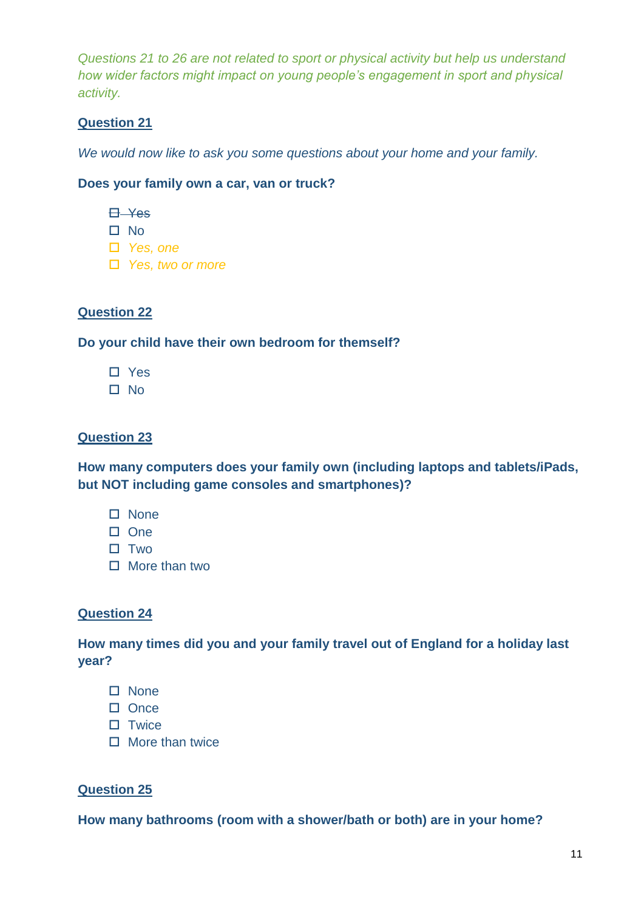*Questions 21 to 26 are not related to sport or physical activity but help us understand how wider factors might impact on young people's engagement in sport and physical activity.*

**Question 21**

*We would now like to ask you some questions about your home and your family.*

**Does your family own a car, van or truck?**

- ☐ ~~Yes~~
- ☐ No
- ☐ *Yes, one*
- ☐ *Yes, two or more*

**Question 22**

**Do your child have their own bedroom for themself?**

- ☐ Yes
- ☐ No

**Question 23**

**How many computers does your family own (including laptops and tablets/iPads, but NOT including game consoles and smartphones)?**

- ☐ None
- ☐ One
- ☐ Two
- ☐ More than two

**Question 24**

**How many times did you and your family travel out of England for a holiday last year?**

- ☐ None
- ☐ Once
- ☐ Twice
- ☐ More than twice

**Question 25**

**How many bathrooms (room with a shower/bath or both) are in your home?**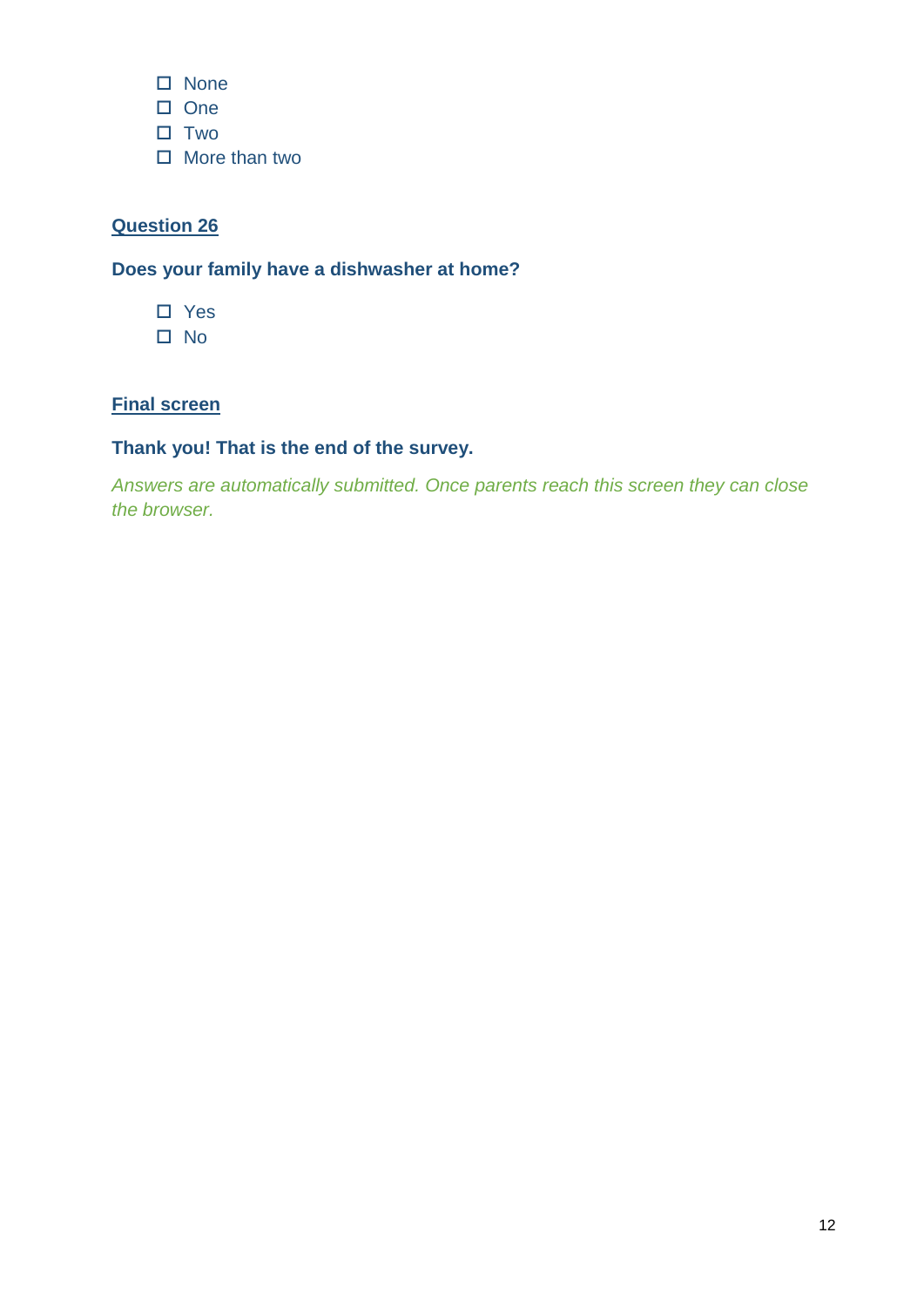- ☐ None
- ☐ One
- ☐ Two
- ☐ More than two

## Question 26

**Does your family have a dishwasher at home?**

- ☐ Yes
- ☐ No

## Final screen

**Thank you! That is the end of the survey.**

*Answers are automatically submitted. Once parents reach this screen they can close the browser.*